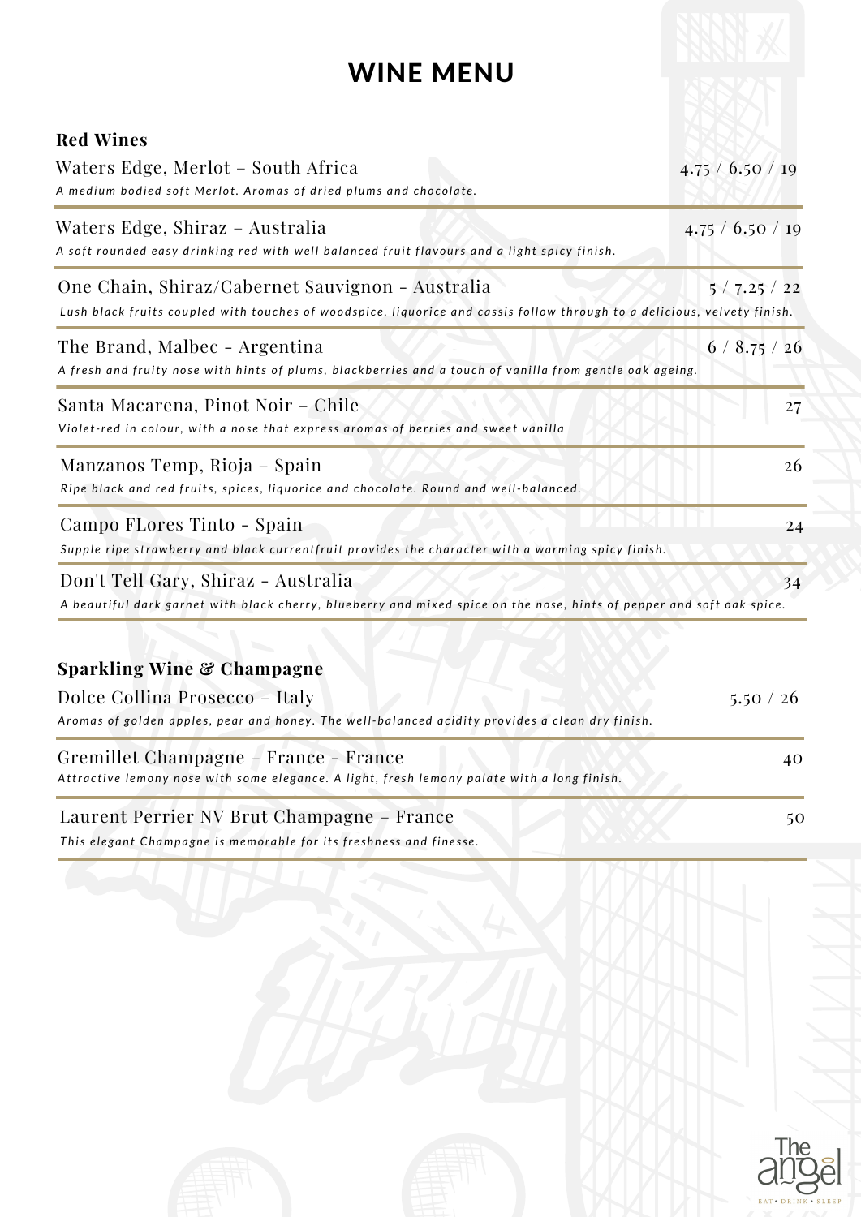# WINE MENU

## Red Wines

Waters Edge, Merlot – South Africa 4.75 / 6.50 / 19

*A medium bodied soft Merlot. Aromas of dried plums and chocolate.*

Waters Edge, Shiraz – Australia 4.75 / 6.50 / 19

*A soft rounded easy drinking red with well balanced fruit flavours and a light spicy finish.*

One Chain, Shiraz/Cabernet Sauvignon - Australia 5 / 7.25 / 22

*Lush black fruits coupled with touches of woodspice, liquorice and cassis follow through to a delicious, velvety finish.*

The Brand, Malbec - Argentina 6 / 8.75 / 26

*A fresh and fruity nose with hints of plums, blackberries and a touch of vanilla from gentle oak ageing.*

Santa Macarena, Pinot Noir – Chile 27

*Violet-red in colour, with a nose that express aromas of berries and sweet vanilla*

Manzanos Temp, Rioja – Spain 26

*Ripe black and red fruits, spices, liquorice and chocolate. Round and well-balanced.*

Campo FLores Tinto - Spain 24

*Supple ripe strawberry and black currentfruit provides the character with a warming spicy finish.*

Don't Tell Gary, Shiraz - Australia 34

*A beautiful dark garnet with black cherry, blueberry and mixed spice on the nose, hints of pepper and soft oak spice.*

## Sparkling Wine & Champagne

Dolce Collina Prosecco – Italy 5.50 / 26

*Aromas of golden apples, pear and honey. The well-balanced acidity provides a clean dry finish.*

Gremillet Champagne – France - France 40

*Attractive lemony nose with some elegance. A light, fresh lemony palate with a long finish.*

Laurent Perrier NV Brut Champagne – France 50

*This elegant Champagne is memorable for its freshness and finesse.*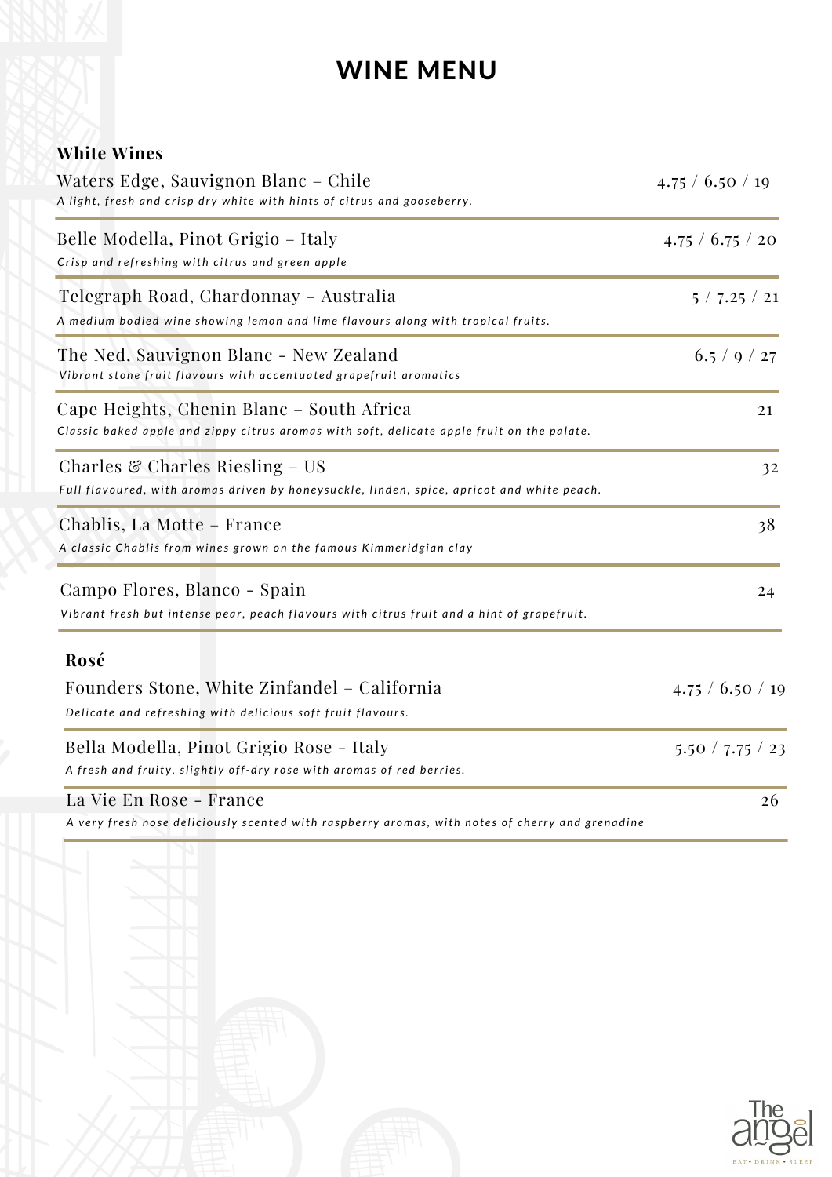# WINE MENU

## White Wines

**Waters Edge, Sauvignon Blanc – Chile** — 4.75 / 6.50 / 19
*A light, fresh and crisp dry white with hints of citrus and gooseberry.*

**Belle Modella, Pinot Grigio – Italy** — 4.75 / 6.75 / 20
*Crisp and refreshing with citrus and green apple*

**Telegraph Road, Chardonnay – Australia** — 5 / 7.25 / 21
*A medium bodied wine showing lemon and lime flavours along with tropical fruits.*

**The Ned, Sauvignon Blanc - New Zealand** — 6.5 / 9 / 27
*Vibrant stone fruit flavours with accentuated grapefruit aromatics*

**Cape Heights, Chenin Blanc – South Africa** — 21
*Classic baked apple and zippy citrus aromas with soft, delicate apple fruit on the palate.*

**Charles & Charles Riesling – US** — 32
*Full flavoured, with aromas driven by honeysuckle, linden, spice, apricot and white peach.*

**Chablis, La Motte – France** — 38
*A classic Chablis from wines grown on the famous Kimmeridgian clay*

**Campo Flores, Blanco - Spain** — 24
*Vibrant fresh but intense pear, peach flavours with citrus fruit and a hint of grapefruit.*

## Rosé

**Founders Stone, White Zinfandel – California** — 4.75 / 6.50 / 19
*Delicate and refreshing with delicious soft fruit flavours.*

**Bella Modella, Pinot Grigio Rose - Italy** — 5.50 / 7.75 / 23
*A fresh and fruity, slightly off-dry rose with aromas of red berries.*

**La Vie En Rose - France** — 26
*A very fresh nose deliciously scented with raspberry aromas, with notes of cherry and grenadine*

The angel
EAT • DRINK • SLEEP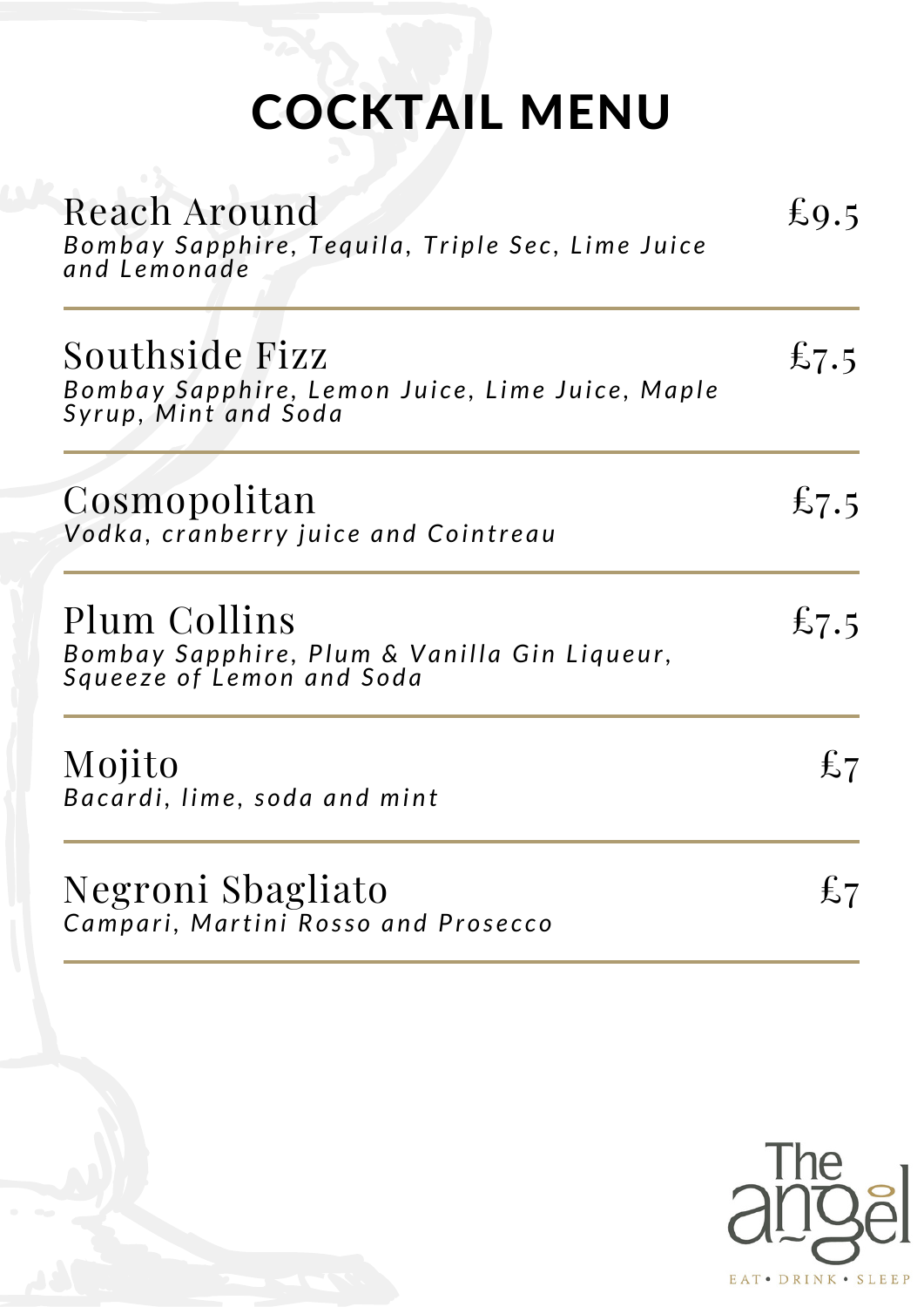# COCKTAIL MENU

**Reach Around** £9.5
*Bombay Sapphire, Tequila, Triple Sec, Lime Juice and Lemonade*

---

**Southside Fizz** £7.5
*Bombay Sapphire, Lemon Juice, Lime Juice, Maple Syrup, Mint and Soda*

---

**Cosmopolitan** £7.5
*Vodka, cranberry juice and Cointreau*

---

**Plum Collins** £7.5
*Bombay Sapphire, Plum & Vanilla Gin Liqueur, Squeeze of Lemon and Soda*

---

**Mojito** £7
*Bacardi, lime, soda and mint*

---

**Negroni Sbagliato** £7
*Campari, Martini Rosso and Prosecco*

---

The angel
EAT • DRINK • SLEEP